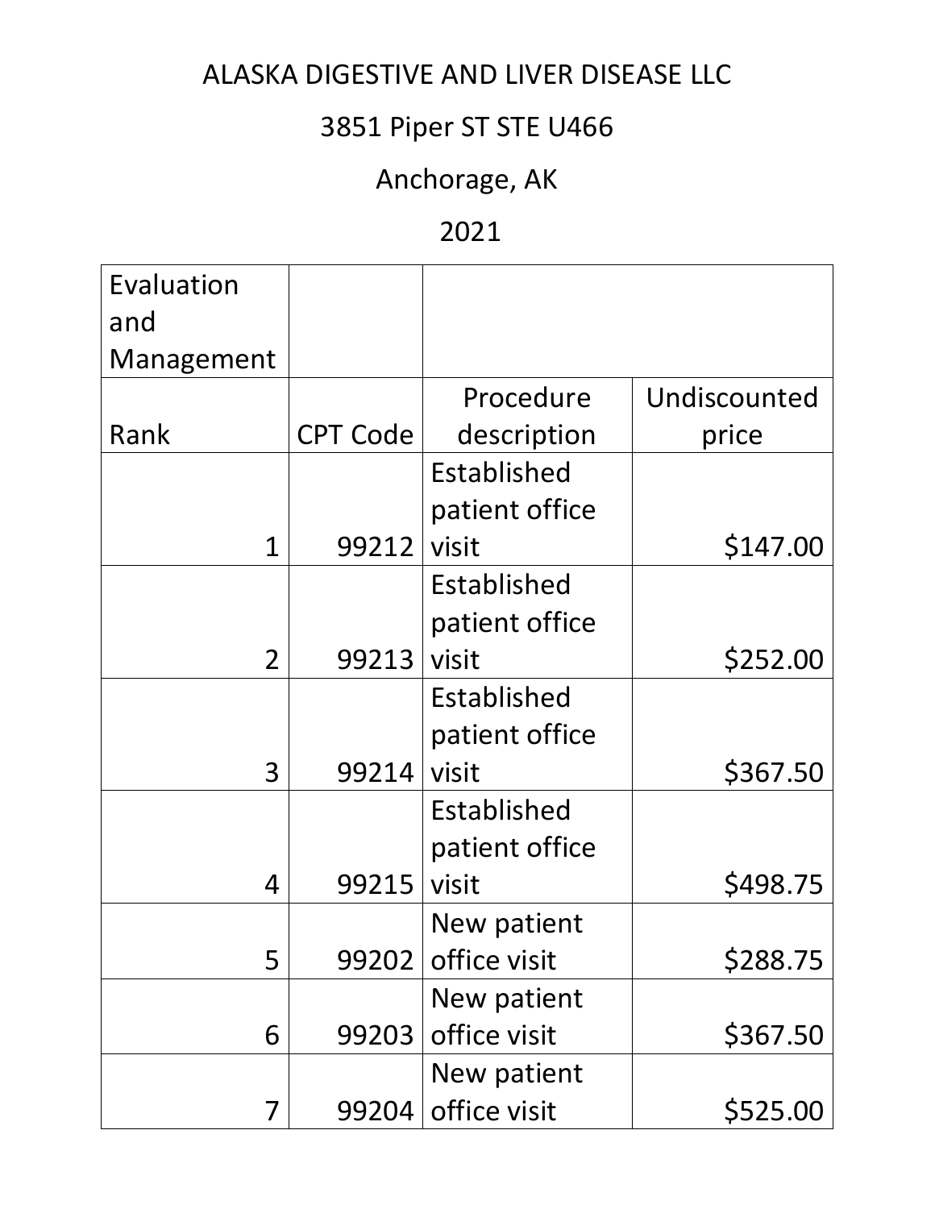# ALASKA DIGESTIVE AND LIVER DISEASE LLC

## 3851 Piper ST STE U466

## Anchorage, AK

## 2021

| Evaluation and Management | | | |
|---|---|---|---|
| Rank | CPT Code | Procedure description | Undiscounted price |
| 1 | 99212 | Established patient office visit | $147.00 |
| 2 | 99213 | Established patient office visit | $252.00 |
| 3 | 99214 | Established patient office visit | $367.50 |
| 4 | 99215 | Established patient office visit | $498.75 |
| 5 | 99202 | New patient office visit | $288.75 |
| 6 | 99203 | New patient office visit | $367.50 |
| 7 | 99204 | New patient office visit | $525.00 |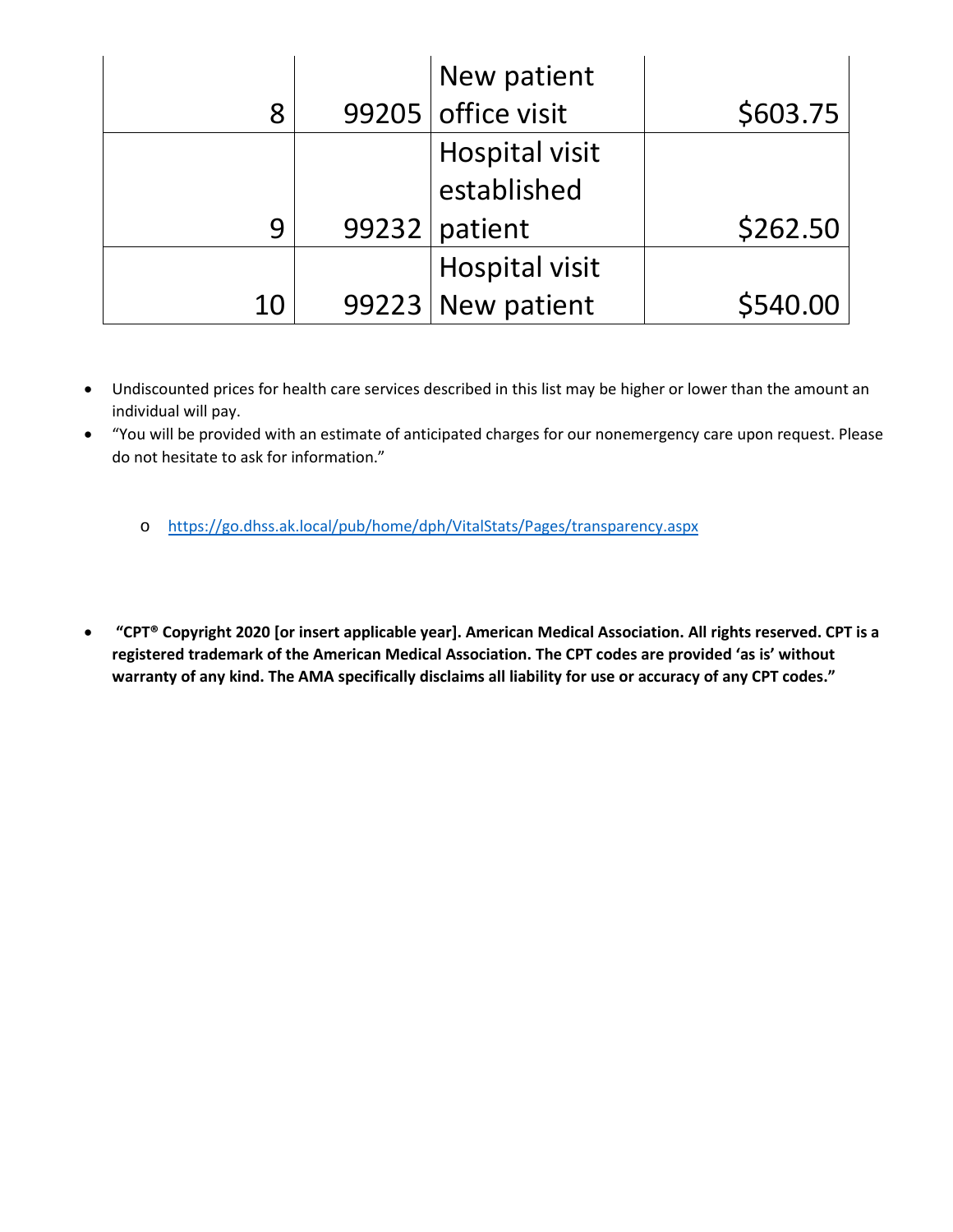| | | | |
|---|---|---|---|
| 8 | 99205 | New patient office visit | $603.75 |
| 9 | 99232 | Hospital visit established patient | $262.50 |
| 10 | 99223 | Hospital visit New patient | $540.00 |

- Undiscounted prices for health care services described in this list may be higher or lower than the amount an individual will pay.
- "You will be provided with an estimate of anticipated charges for our nonemergency care upon request. Please do not hesitate to ask for information."
    - [https://go.dhss.ak.local/pub/home/dph/VitalStats/Pages/transparency.aspx](https://go.dhss.ak.local/pub/home/dph/VitalStats/Pages/transparency.aspx)

- **"CPT® Copyright 2020 [or insert applicable year]. American Medical Association. All rights reserved. CPT is a registered trademark of the American Medical Association. The CPT codes are provided 'as is' without warranty of any kind. The AMA specifically disclaims all liability for use or accuracy of any CPT codes."**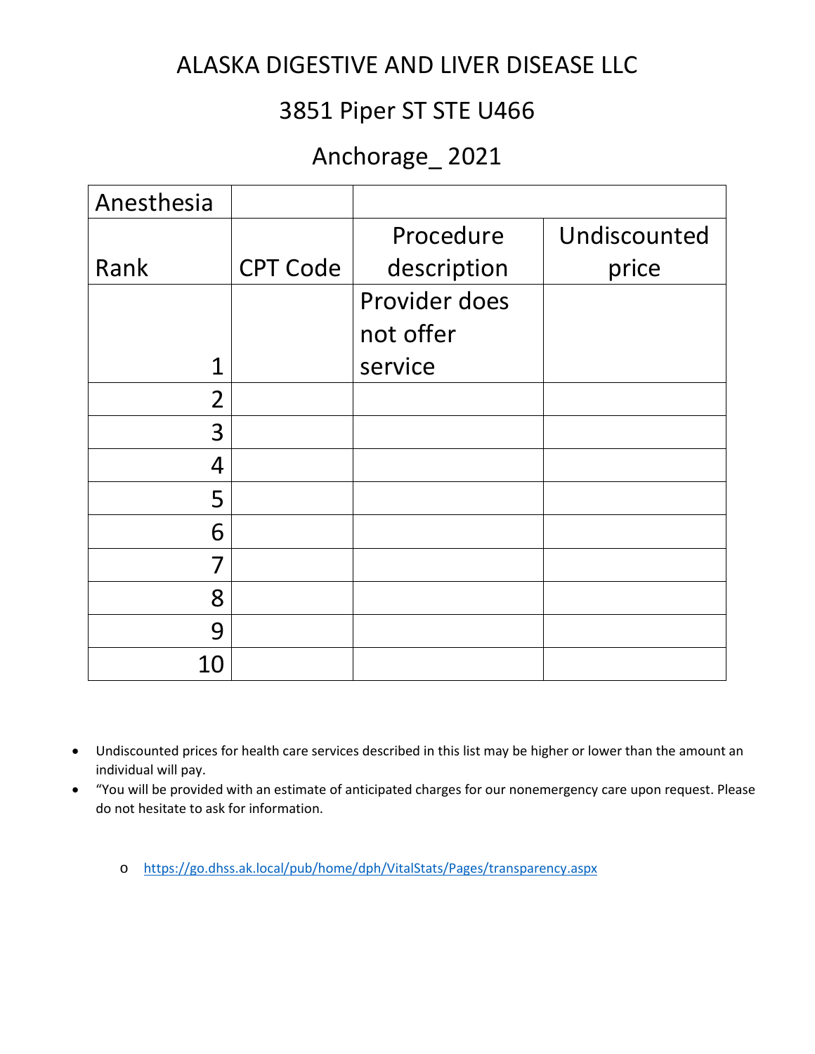# ALASKA DIGESTIVE AND LIVER DISEASE LLC

## 3851 Piper ST STE U466

## Anchorage_ 2021

| Anesthesia | | | |
|---|---|---|---|
| Rank | CPT Code | Procedure description | Undiscounted price |
| 1 | | Provider does not offer service | |
| 2 | | | |
| 3 | | | |
| 4 | | | |
| 5 | | | |
| 6 | | | |
| 7 | | | |
| 8 | | | |
| 9 | | | |
| 10 | | | |

- Undiscounted prices for health care services described in this list may be higher or lower than the amount an individual will pay.
- "You will be provided with an estimate of anticipated charges for our nonemergency care upon request. Please do not hesitate to ask for information.
  - https://go.dhss.ak.local/pub/home/dph/VitalStats/Pages/transparency.aspx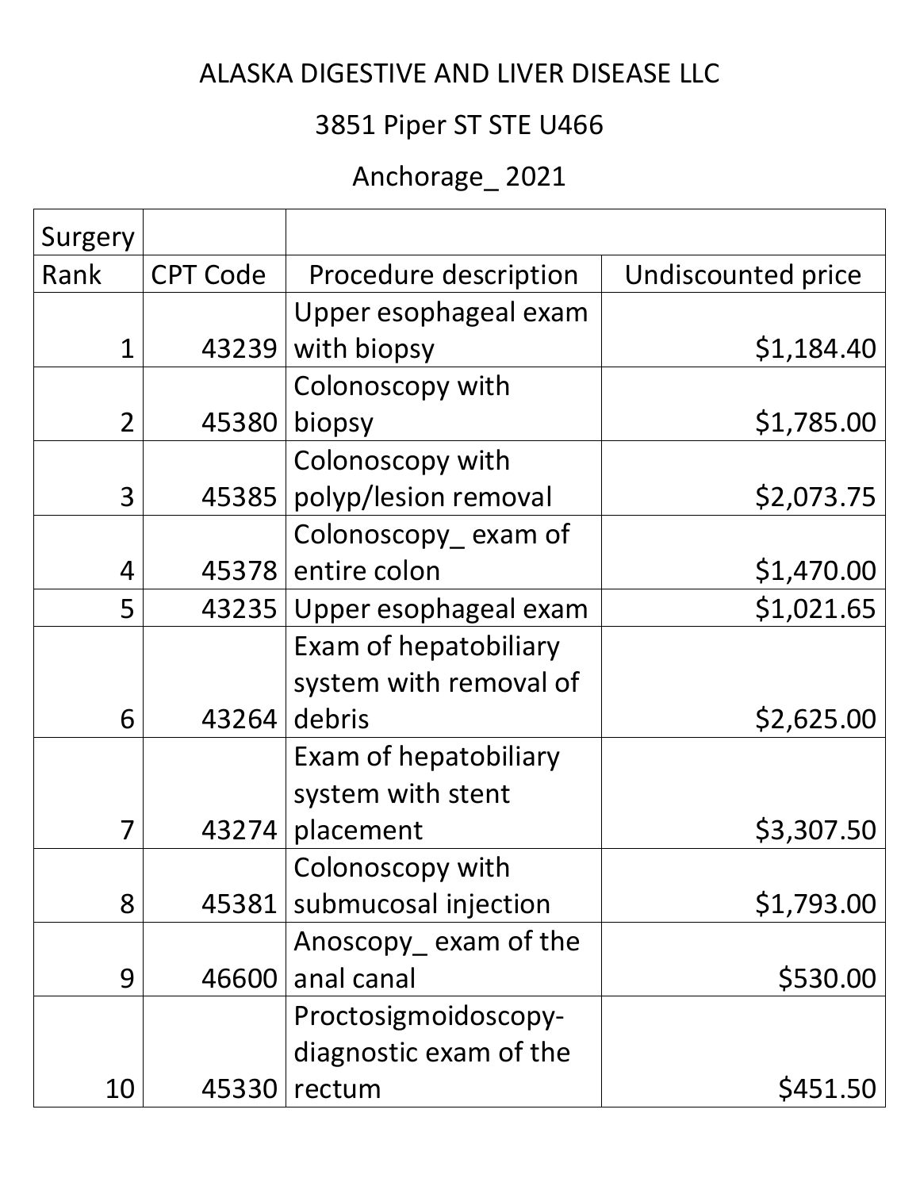ALASKA DIGESTIVE AND LIVER DISEASE LLC

3851 Piper ST STE U466

Anchorage_ 2021

| Surgery Rank | CPT Code | Procedure description | Undiscounted price |
|---|---|---|---|
| 1 | 43239 | Upper esophageal exam with biopsy | $1,184.40 |
| 2 | 45380 | Colonoscopy with biopsy | $1,785.00 |
| 3 | 45385 | Colonoscopy with polyp/lesion removal | $2,073.75 |
| 4 | 45378 | Colonoscopy_ exam of entire colon | $1,470.00 |
| 5 | 43235 | Upper esophageal exam | $1,021.65 |
| 6 | 43264 | Exam of hepatobiliary system with removal of debris | $2,625.00 |
| 7 | 43274 | Exam of hepatobiliary system with stent placement | $3,307.50 |
| 8 | 45381 | Colonoscopy with submucosal injection | $1,793.00 |
| 9 | 46600 | Anoscopy_ exam of the anal canal | $530.00 |
| 10 | 45330 | Proctosigmoidoscopy- diagnostic exam of the rectum | $451.50 |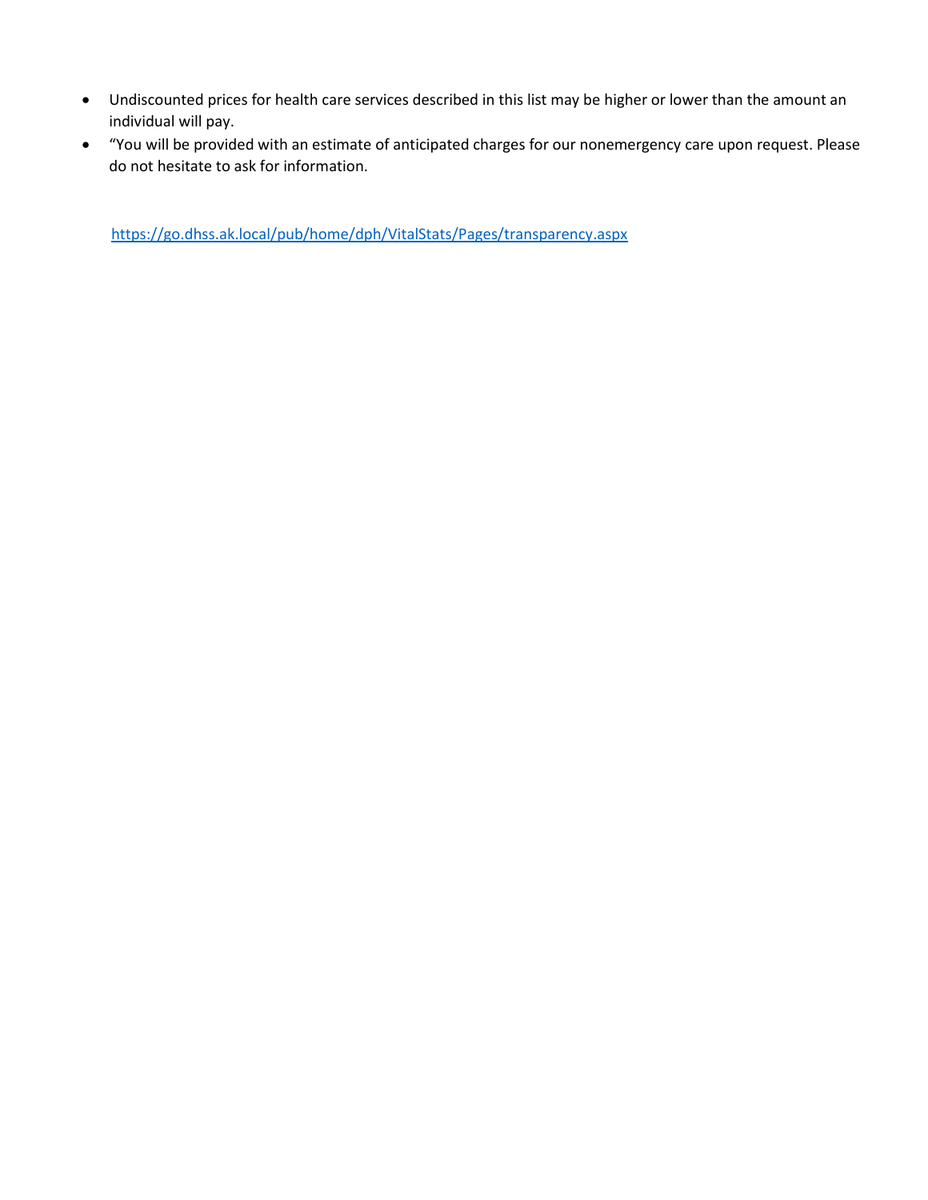- Undiscounted prices for health care services described in this list may be higher or lower than the amount an individual will pay.
- “You will be provided with an estimate of anticipated charges for our nonemergency care upon request. Please do not hesitate to ask for information.

https://go.dhss.ak.local/pub/home/dph/VitalStats/Pages/transparency.aspx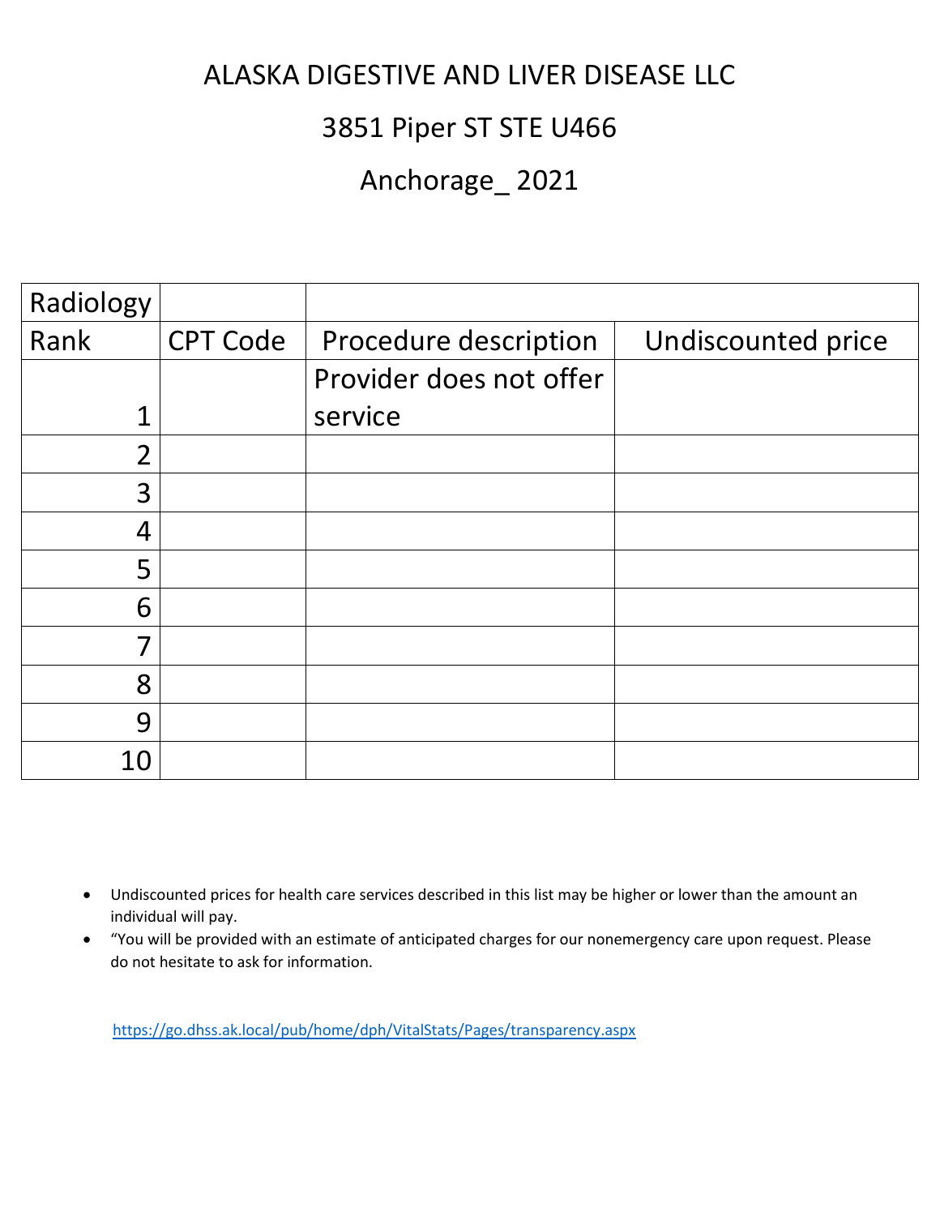# ALASKA DIGESTIVE AND LIVER DISEASE LLC

## 3851 Piper ST STE U466

## Anchorage_ 2021

| Radiology | | | |
|---|---|---|---|
| Rank | CPT Code | Procedure description | Undiscounted price |
| 1 | | Provider does not offer service | |
| 2 | | | |
| 3 | | | |
| 4 | | | |
| 5 | | | |
| 6 | | | |
| 7 | | | |
| 8 | | | |
| 9 | | | |
| 10 | | | |

- Undiscounted prices for health care services described in this list may be higher or lower than the amount an individual will pay.
- "You will be provided with an estimate of anticipated charges for our nonemergency care upon request. Please do not hesitate to ask for information.

https://go.dhss.ak.local/pub/home/dph/VitalStats/Pages/transparency.aspx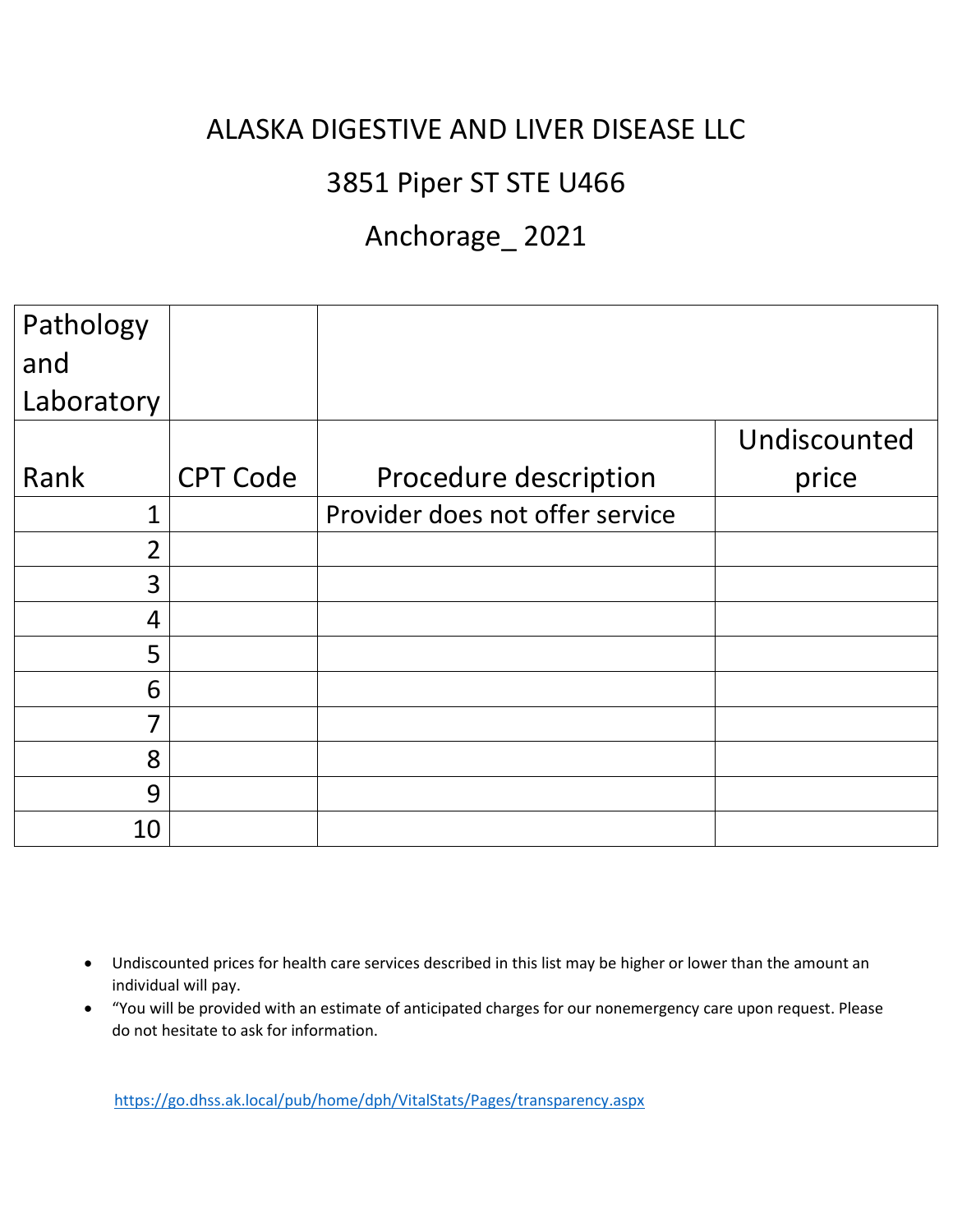# ALASKA DIGESTIVE AND LIVER DISEASE LLC

## 3851 Piper ST STE U466

## Anchorage_ 2021

| Pathology and Laboratory | | | |
|---|---|---|---|
| Rank | CPT Code | Procedure description | Undiscounted price |
| 1 | | Provider does not offer service | |
| 2 | | | |
| 3 | | | |
| 4 | | | |
| 5 | | | |
| 6 | | | |
| 7 | | | |
| 8 | | | |
| 9 | | | |
| 10 | | | |

- Undiscounted prices for health care services described in this list may be higher or lower than the amount an individual will pay.
- "You will be provided with an estimate of anticipated charges for our nonemergency care upon request. Please do not hesitate to ask for information.

https://go.dhss.ak.local/pub/home/dph/VitalStats/Pages/transparency.aspx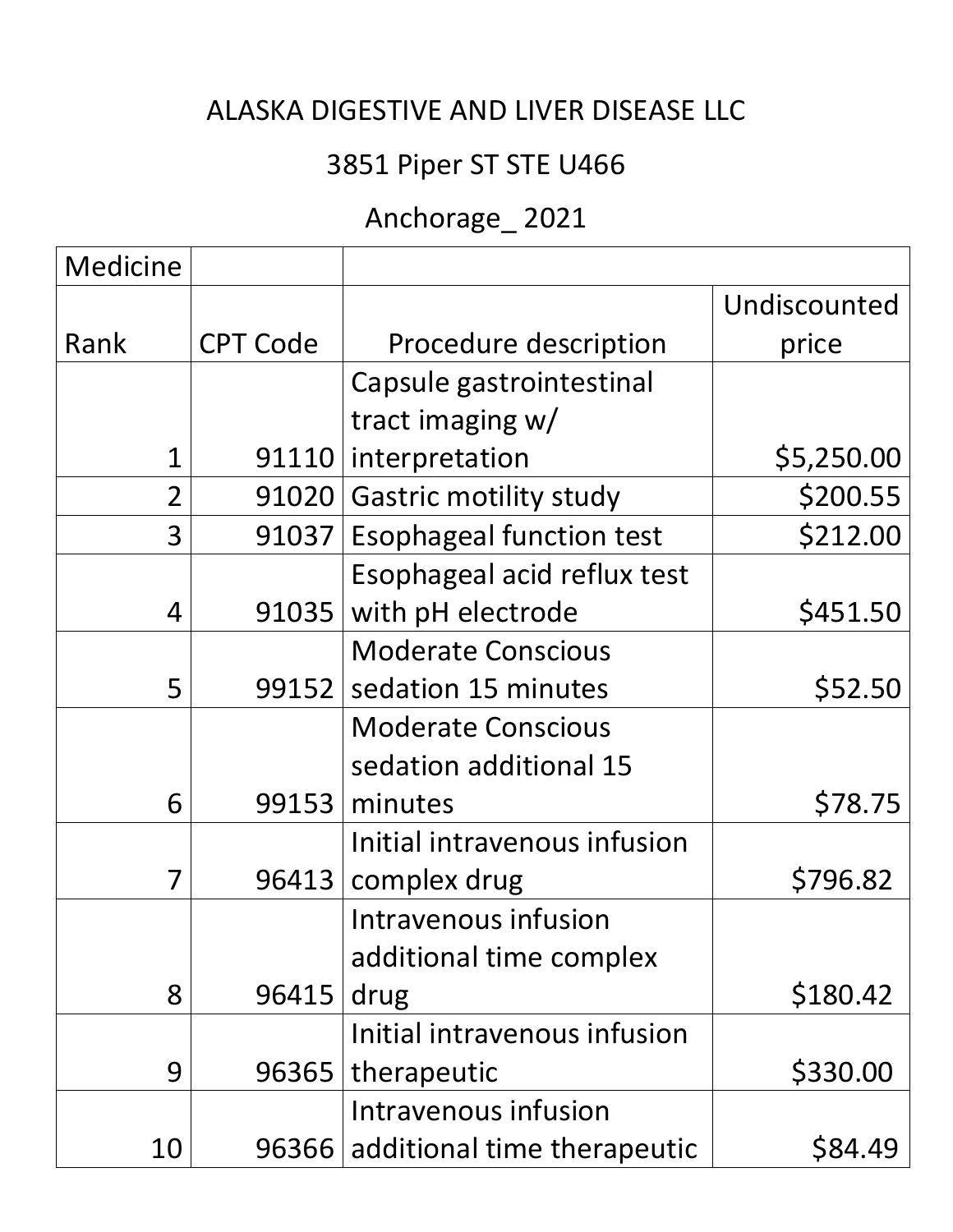ALASKA DIGESTIVE AND LIVER DISEASE LLC

3851 Piper ST STE U466

Anchorage_ 2021

| Medicine | | | |
|---|---|---|---|
| Rank | CPT Code | Procedure description | Undiscounted price |
| 1 | 91110 | Capsule gastrointestinal tract imaging w/ interpretation | $5,250.00 |
| 2 | 91020 | Gastric motility study | $200.55 |
| 3 | 91037 | Esophageal function test | $212.00 |
| 4 | 91035 | Esophageal acid reflux test with pH electrode | $451.50 |
| 5 | 99152 | Moderate Conscious sedation 15 minutes | $52.50 |
| 6 | 99153 | Moderate Conscious sedation additional 15 minutes | $78.75 |
| 7 | 96413 | Initial intravenous infusion complex drug | $796.82 |
| 8 | 96415 | Intravenous infusion additional time complex drug | $180.42 |
| 9 | 96365 | Initial intravenous infusion therapeutic | $330.00 |
| 10 | 96366 | Intravenous infusion additional time therapeutic | $84.49 |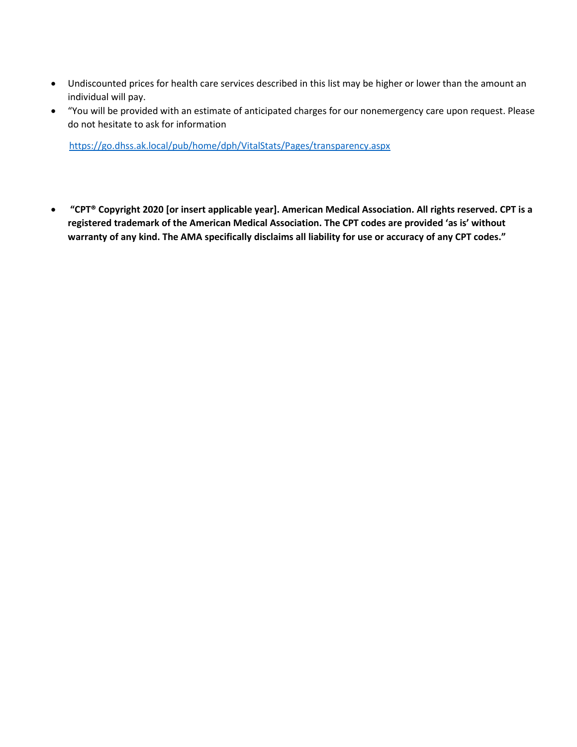- Undiscounted prices for health care services described in this list may be higher or lower than the amount an individual will pay.
- "You will be provided with an estimate of anticipated charges for our nonemergency care upon request. Please do not hesitate to ask for information

  [https://go.dhss.ak.local/pub/home/dph/VitalStats/Pages/transparency.aspx](https://go.dhss.ak.local/pub/home/dph/VitalStats/Pages/transparency.aspx)

- **"CPT® Copyright 2020 [or insert applicable year]. American Medical Association. All rights reserved. CPT is a registered trademark of the American Medical Association. The CPT codes are provided 'as is' without warranty of any kind. The AMA specifically disclaims all liability for use or accuracy of any CPT codes."**